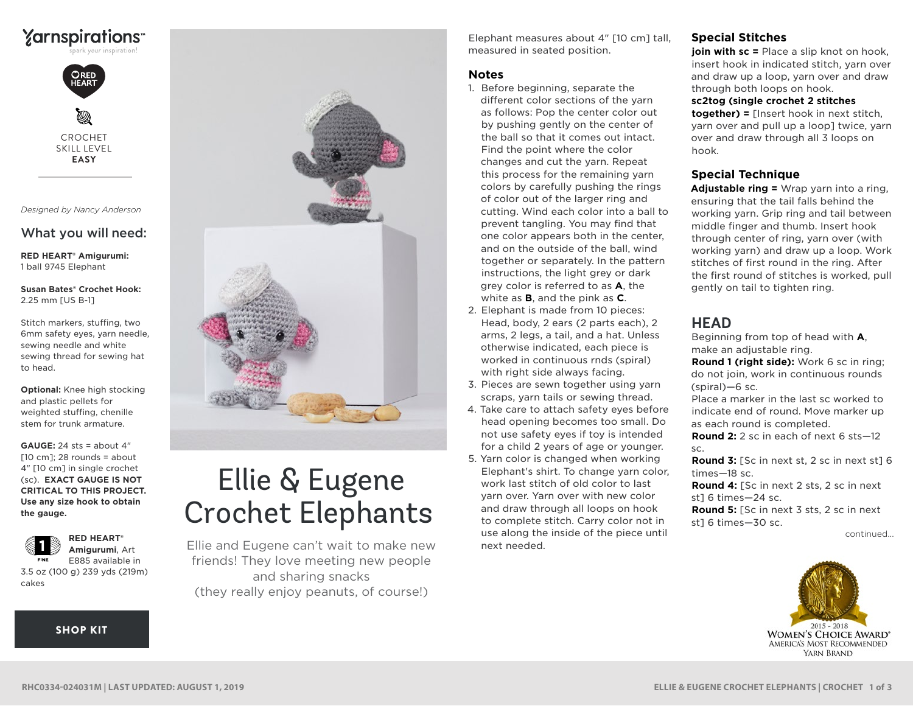Yarnspirations™
spark your inspiration!

RED HEART

CROCHET
SKILL LEVEL
**EASY**

*Designed by Nancy Anderson*

## What you will need:

**RED HEART® Amigurumi:**
1 ball 9745 Elephant

**Susan Bates® Crochet Hook:**
2.25 mm [US B-1]

Stitch markers, stuffing, two 6mm safety eyes, yarn needle, sewing needle and white sewing thread for sewing hat to head.

**Optional:** Knee high stocking and plastic pellets for weighted stuffing, chenille stem for trunk armature.

**GAUGE:** 24 sts = about 4" [10 cm]; 28 rounds = about 4" [10 cm] in single crochet (sc). **EXACT GAUGE IS NOT CRITICAL TO THIS PROJECT. Use any size hook to obtain the gauge.**

1 FINE

**RED HEART® Amigurumi**, Art E885 available in 3.5 oz (100 g) 239 yds (219m) cakes

**SHOP KIT**

# Ellie & Eugene Crochet Elephants

Ellie and Eugene can't wait to make new friends! They love meeting new people and sharing snacks (they really enjoy peanuts, of course!)

Elephant measures about 4" [10 cm] tall, measured in seated position.

### Notes

1. Before beginning, separate the different color sections of the yarn as follows: Pop the center color out by pushing gently on the center of the ball so that it comes out intact. Find the point where the color changes and cut the yarn. Repeat this process for the remaining yarn colors by carefully pushing the rings of color out of the larger ring and cutting. Wind each color into a ball to prevent tangling. You may find that one color appears both in the center, and on the outside of the ball, wind together or separately. In the pattern instructions, the light grey or dark grey color is referred to as **A**, the white as **B**, and the pink as **C**.
2. Elephant is made from 10 pieces: Head, body, 2 ears (2 parts each), 2 arms, 2 legs, a tail, and a hat. Unless otherwise indicated, each piece is worked in continuous rnds (spiral) with right side always facing.
3. Pieces are sewn together using yarn scraps, yarn tails or sewing thread.
4. Take care to attach safety eyes before head opening becomes too small. Do not use safety eyes if toy is intended for a child 2 years of age or younger.
5. Yarn color is changed when working Elephant's shirt. To change yarn color, work last stitch of old color to last yarn over. Yarn over with new color and draw through all loops on hook to complete stitch. Carry color not in use along the inside of the piece until next needed.

### Special Stitches

**join with sc =** Place a slip knot on hook, insert hook in indicated stitch, yarn over and draw up a loop, yarn over and draw through both loops on hook.

**sc2tog (single crochet 2 stitches together) =** [Insert hook in next stitch, yarn over and pull up a loop] twice, yarn over and draw through all 3 loops on hook.

### Special Technique

**Adjustable ring =** Wrap yarn into a ring, ensuring that the tail falls behind the working yarn. Grip ring and tail between middle finger and thumb. Insert hook through center of ring, yarn over (with working yarn) and draw up a loop. Work stitches of first round in the ring. After the first round of stitches is worked, pull gently on tail to tighten ring.

## HEAD

Beginning from top of head with **A**, make an adjustable ring.

**Round 1 (right side):** Work 6 sc in ring; do not join, work in continuous rounds (spiral)—6 sc.

Place a marker in the last sc worked to indicate end of round. Move marker up as each round is completed.

**Round 2:** 2 sc in each of next 6 sts—12 sc.

**Round 3:** [Sc in next st, 2 sc in next st] 6 times—18 sc.

**Round 4:** [Sc in next 2 sts, 2 sc in next st] 6 times—24 sc.

**Round 5:** [Sc in next 3 sts, 2 sc in next st] 6 times—30 sc.

continued...

2015 - 2018 WOMEN'S CHOICE AWARD® AMERICA'S MOST RECOMMENDED YARN BRAND

RHC0334-024031M | LAST UPDATED: AUGUST 1, 2019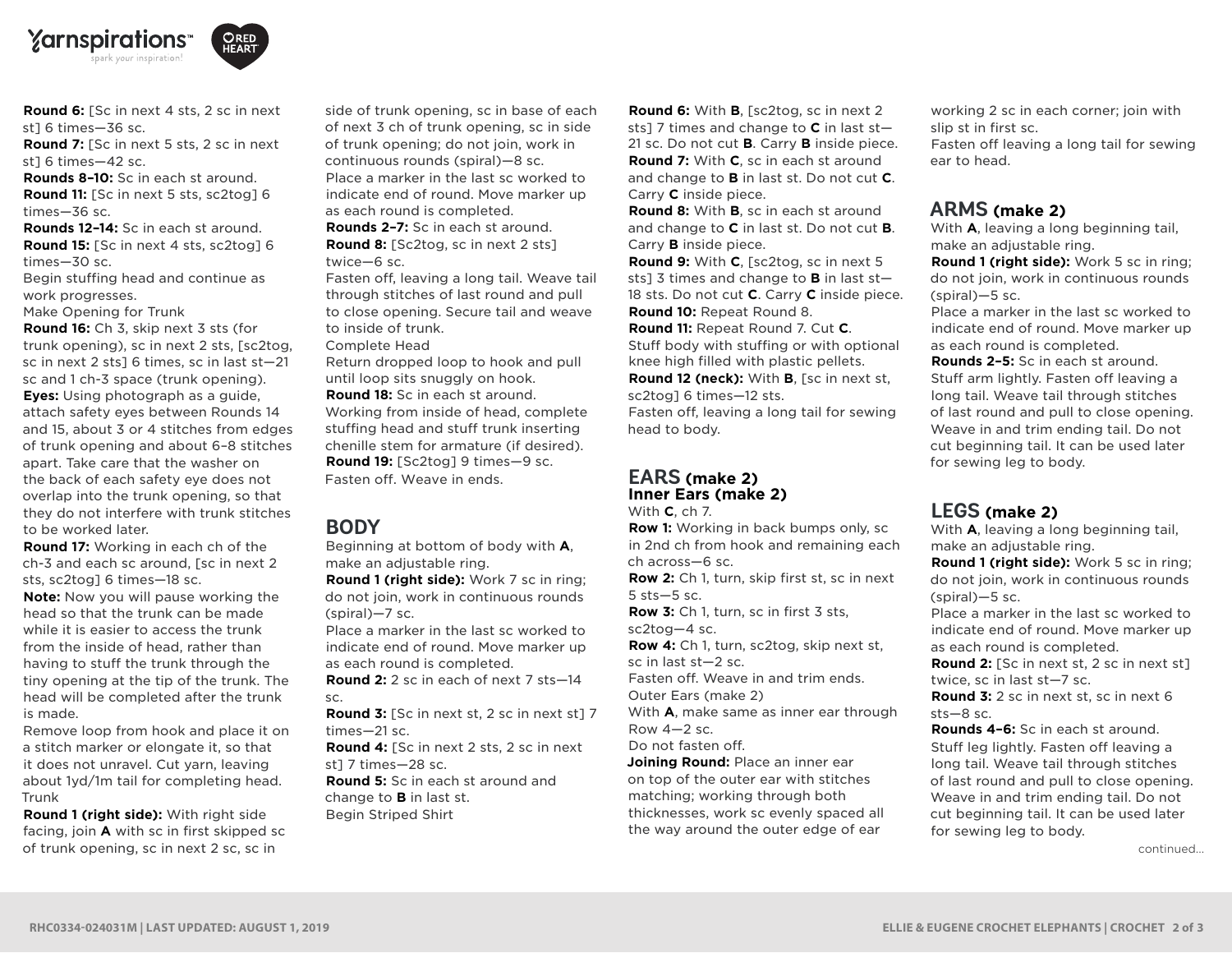**Round 6:** [Sc in next 4 sts, 2 sc in next st] 6 times—36 sc.
**Round 7:** [Sc in next 5 sts, 2 sc in next st] 6 times—42 sc.
**Rounds 8–10:** Sc in each st around.
**Round 11:** [Sc in next 5 sts, sc2tog] 6 times—36 sc.
**Rounds 12–14:** Sc in each st around.
**Round 15:** [Sc in next 4 sts, sc2tog] 6 times—30 sc.
Begin stuffing head and continue as work progresses.
Make Opening for Trunk
**Round 16:** Ch 3, skip next 3 sts (for trunk opening), sc in next 2 sts, [sc2tog, sc in next 2 sts] 6 times, sc in last st—21 sc and 1 ch-3 space (trunk opening).
**Eyes:** Using photograph as a guide, attach safety eyes between Rounds 14 and 15, about 3 or 4 stitches from edges of trunk opening and about 6–8 stitches apart. Take care that the washer on the back of each safety eye does not overlap into the trunk opening, so that they do not interfere with trunk stitches to be worked later.
**Round 17:** Working in each ch of the ch-3 and each sc around, [sc in next 2 sts, sc2tog] 6 times—18 sc.
**Note:** Now you will pause working the head so that the trunk can be made while it is easier to access the trunk from the inside of head, rather than having to stuff the trunk through the tiny opening at the tip of the trunk. The head will be completed after the trunk is made.
Remove loop from hook and place it on a stitch marker or elongate it, so that it does not unravel. Cut yarn, leaving about 1yd/1m tail for completing head.
Trunk
**Round 1 (right side):** With right side facing, join **A** with sc in first skipped sc of trunk opening, sc in next 2 sc, sc in side of trunk opening, sc in base of each of next 3 ch of trunk opening, sc in side of trunk opening; do not join, work in continuous rounds (spiral)—8 sc.
Place a marker in the last sc worked to indicate end of round. Move marker up as each round is completed.
**Rounds 2–7:** Sc in each st around.
**Round 8:** [Sc2tog, sc in next 2 sts] twice—6 sc.
Fasten off, leaving a long tail. Weave tail through stitches of last round and pull to close opening. Secure tail and weave to inside of trunk.
Complete Head
Return dropped loop to hook and pull until loop sits snuggly on hook.
**Round 18:** Sc in each st around.
Working from inside of head, complete stuffing head and stuff trunk inserting chenille stem for armature (if desired).
**Round 19:** [Sc2tog] 9 times—9 sc.
Fasten off. Weave in ends.

## BODY

Beginning at bottom of body with **A**, make an adjustable ring.
**Round 1 (right side):** Work 7 sc in ring; do not join, work in continuous rounds (spiral)—7 sc.
Place a marker in the last sc worked to indicate end of round. Move marker up as each round is completed.
**Round 2:** 2 sc in each of next 7 sts—14 sc.
**Round 3:** [Sc in next st, 2 sc in next st] 7 times—21 sc.
**Round 4:** [Sc in next 2 sts, 2 sc in next st] 7 times—28 sc.
**Round 5:** Sc in each st around and change to **B** in last st.
Begin Striped Shirt
**Round 6:** With **B**, [sc2tog, sc in next 2 sts] 7 times and change to **C** in last st—21 sc. Do not cut **B**. Carry **B** inside piece.
**Round 7:** With **C**, sc in each st around and change to **B** in last st. Do not cut **C**. Carry **C** inside piece.
**Round 8:** With **B**, sc in each st around and change to **C** in last st. Do not cut **B**. Carry **B** inside piece.
**Round 9:** With **C**, [sc2tog, sc in next 5 sts] 3 times and change to **B** in last st—18 sts. Do not cut **C**. Carry **C** inside piece.
**Round 10:** Repeat Round 8.
**Round 11:** Repeat Round 7. Cut **C**.
Stuff body with stuffing or with optional knee high filled with plastic pellets.
**Round 12 (neck):** With **B**, [sc in next st, sc2tog] 6 times—12 sts.
Fasten off, leaving a long tail for sewing head to body.

## EARS (make 2)

### Inner Ears (make 2)

With **C**, ch 7.
**Row 1:** Working in back bumps only, sc in 2nd ch from hook and remaining each ch across—6 sc.
**Row 2:** Ch 1, turn, skip first st, sc in next 5 sts—5 sc.
**Row 3:** Ch 1, turn, sc in first 3 sts, sc2tog—4 sc.
**Row 4:** Ch 1, turn, sc2tog, skip next st, sc in last st—2 sc.
Fasten off. Weave in and trim ends.
Outer Ears (make 2)
With **A**, make same as inner ear through Row 4—2 sc.
Do not fasten off.
**Joining Round:** Place an inner ear on top of the outer ear with stitches matching; working through both thicknesses, work sc evenly spaced all the way around the outer edge of ear working 2 sc in each corner; join with slip st in first sc.
Fasten off leaving a long tail for sewing ear to head.

## ARMS (make 2)

With **A**, leaving a long beginning tail, make an adjustable ring.
**Round 1 (right side):** Work 5 sc in ring; do not join, work in continuous rounds (spiral)—5 sc.
Place a marker in the last sc worked to indicate end of round. Move marker up as each round is completed.
**Rounds 2–5:** Sc in each st around.
Stuff arm lightly. Fasten off leaving a long tail. Weave tail through stitches of last round and pull to close opening. Weave in and trim ending tail. Do not cut beginning tail. It can be used later for sewing leg to body.

## LEGS (make 2)

With **A**, leaving a long beginning tail, make an adjustable ring.
**Round 1 (right side):** Work 5 sc in ring; do not join, work in continuous rounds (spiral)—5 sc.
Place a marker in the last sc worked to indicate end of round. Move marker up as each round is completed.
**Round 2:** [Sc in next st, 2 sc in next st] twice, sc in last st—7 sc.
**Round 3:** 2 sc in next st, sc in next 6 sts—8 sc.
**Rounds 4–6:** Sc in each st around.
Stuff leg lightly. Fasten off leaving a long tail. Weave tail through stitches of last round and pull to close opening. Weave in and trim ending tail. Do not cut beginning tail. It can be used later for sewing leg to body.

continued...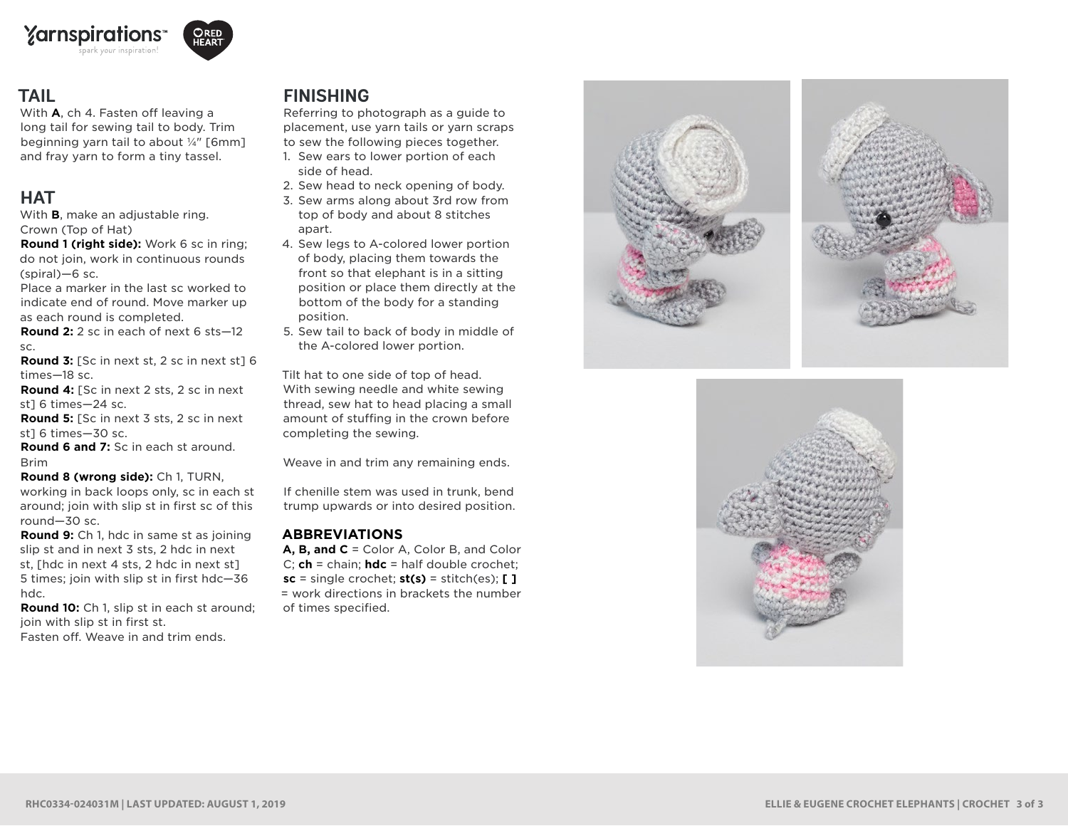## TAIL

With **A**, ch 4. Fasten off leaving a long tail for sewing tail to body. Trim beginning yarn tail to about ¼" [6mm] and fray yarn to form a tiny tassel.

## HAT

With **B**, make an adjustable ring.

Crown (Top of Hat)

**Round 1 (right side):** Work 6 sc in ring; do not join, work in continuous rounds (spiral)—6 sc.

Place a marker in the last sc worked to indicate end of round. Move marker up as each round is completed.

**Round 2:** 2 sc in each of next 6 sts—12 sc.

**Round 3:** [Sc in next st, 2 sc in next st] 6 times—18 sc.

**Round 4:** [Sc in next 2 sts, 2 sc in next st] 6 times—24 sc.

**Round 5:** [Sc in next 3 sts, 2 sc in next st] 6 times—30 sc.

**Round 6 and 7:** Sc in each st around.

Brim

**Round 8 (wrong side):** Ch 1, TURN, working in back loops only, sc in each st around; join with slip st in first sc of this round—30 sc.

**Round 9:** Ch 1, hdc in same st as joining slip st and in next 3 sts, 2 hdc in next st, [hdc in next 4 sts, 2 hdc in next st] 5 times; join with slip st in first hdc—36 hdc.

**Round 10:** Ch 1, slip st in each st around; join with slip st in first st.

Fasten off. Weave in and trim ends.

## FINISHING

Referring to photograph as a guide to placement, use yarn tails or yarn scraps to sew the following pieces together.

1. Sew ears to lower portion of each side of head.
2. Sew head to neck opening of body.
3. Sew arms along about 3rd row from top of body and about 8 stitches apart.
4. Sew legs to A-colored lower portion of body, placing them towards the front so that elephant is in a sitting position or place them directly at the bottom of the body for a standing position.
5. Sew tail to back of body in middle of the A-colored lower portion.

Tilt hat to one side of top of head. With sewing needle and white sewing thread, sew hat to head placing a small amount of stuffing in the crown before completing the sewing.

Weave in and trim any remaining ends.

If chenille stem was used in trunk, bend trump upwards or into desired position.

### ABBREVIATIONS

**A, B, and C** = Color A, Color B, and Color C; **ch** = chain; **hdc** = half double crochet; **sc** = single crochet; **st(s)** = stitch(es); **[ ]** = work directions in brackets the number of times specified.